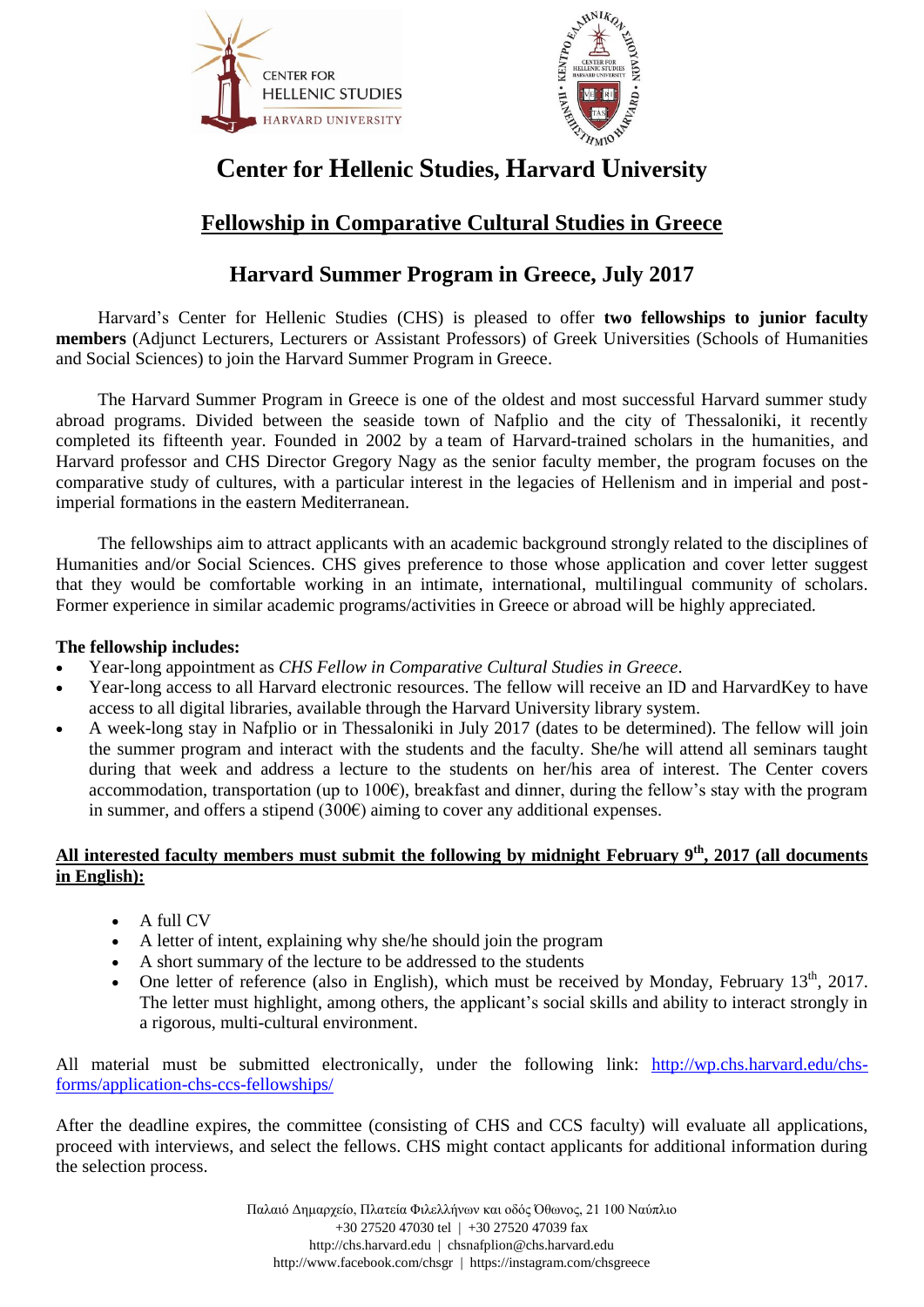# Center for Hellenic Studies, Harvard University

## Fellowship in Comparative Cultural Studies in Greece

## Harvard Summer Program in Greece, July 2017

Harvard's Center for Hellenic Studies (CHS) is pleased to offer **two fellowships to junior faculty members** (Adjunct Lecturers, Lecturers or Assistant Professors) of Greek Universities (Schools of Humanities and Social Sciences) to join the Harvard Summer Program in Greece.

The Harvard Summer Program in Greece is one of the oldest and most successful Harvard summer study abroad programs. Divided between the seaside town of Nafplio and the city of Thessaloniki, it recently completed its fifteenth year. Founded in 2002 by a team of Harvard-trained scholars in the humanities, and Harvard professor and CHS Director Gregory Nagy as the senior faculty member, the program focuses on the comparative study of cultures, with a particular interest in the legacies of Hellenism and in imperial and post-imperial formations in the eastern Mediterranean.

The fellowships aim to attract applicants with an academic background strongly related to the disciplines of Humanities and/or Social Sciences. CHS gives preference to those whose application and cover letter suggest that they would be comfortable working in an intimate, international, multilingual community of scholars. Former experience in similar academic programs/activities in Greece or abroad will be highly appreciated.

**The fellowship includes:**

- Year-long appointment as *CHS Fellow in Comparative Cultural Studies in Greece*.
- Year-long access to all Harvard electronic resources. The fellow will receive an ID and HarvardKey to have access to all digital libraries, available through the Harvard University library system.
- A week-long stay in Nafplio or in Thessaloniki in July 2017 (dates to be determined). The fellow will join the summer program and interact with the students and the faculty. She/he will attend all seminars taught during that week and address a lecture to the students on her/his area of interest. The Center covers accommodation, transportation (up to 100€), breakfast and dinner, during the fellow's stay with the program in summer, and offers a stipend (300€) aiming to cover any additional expenses.

**All interested faculty members must submit the following by midnight February 9th, 2017 (all documents in English):**

- A full CV
- A letter of intent, explaining why she/he should join the program
- A short summary of the lecture to be addressed to the students
- One letter of reference (also in English), which must be received by Monday, February 13th, 2017. The letter must highlight, among others, the applicant's social skills and ability to interact strongly in a rigorous, multi-cultural environment.

All material must be submitted electronically, under the following link: http://wp.chs.harvard.edu/chs-forms/application-chs-ccs-fellowships/

After the deadline expires, the committee (consisting of CHS and CCS faculty) will evaluate all applications, proceed with interviews, and select the fellows. CHS might contact applicants for additional information during the selection process.

Παλαιό Δημαρχείο, Πλατεία Φιλελλήνων και οδός Όθωνος, 21 100 Ναύπλιο
+30 27520 47030 tel | +30 27520 47039 fax
http://chs.harvard.edu | chsnafplion@chs.harvard.edu
http://www.facebook.com/chsgr | https://instagram.com/chsgreece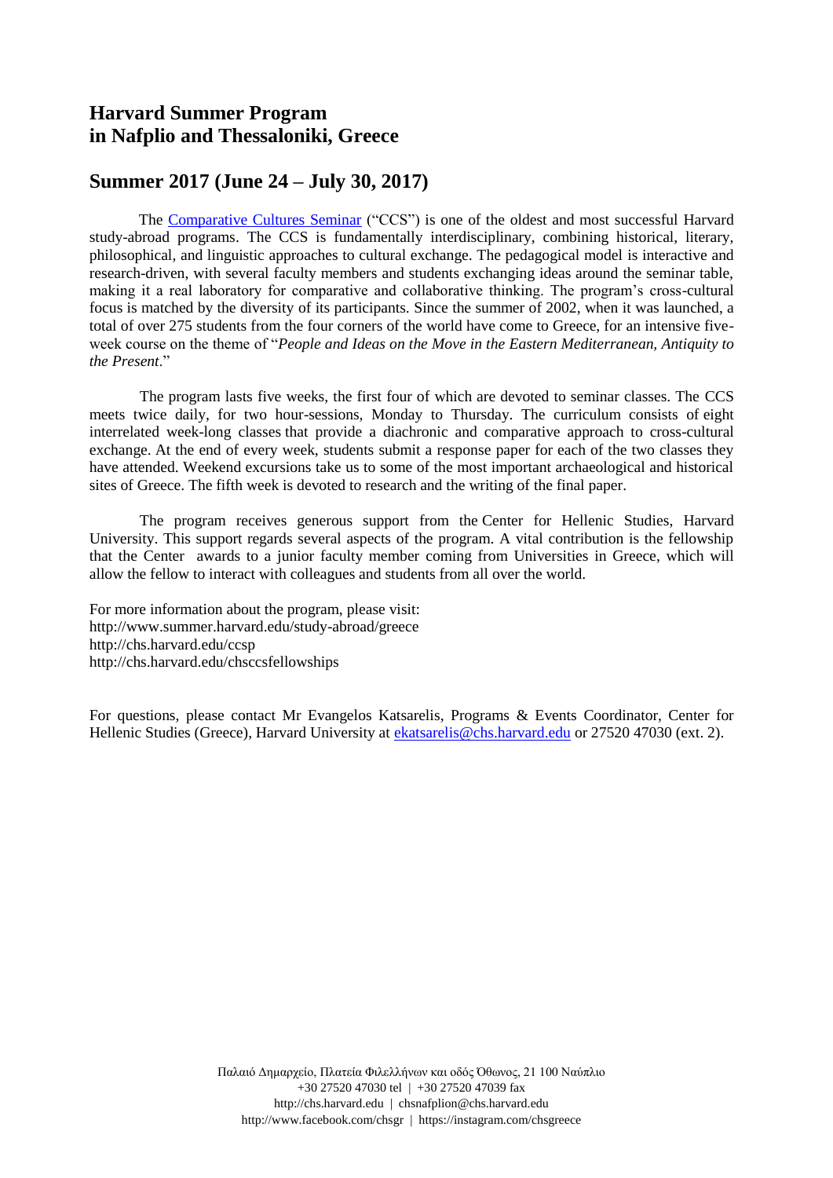## Harvard Summer Program in Nafplio and Thessaloniki, Greece

## Summer 2017 (June 24 – July 30, 2017)

The [Comparative Cultures Seminar](http://chs.harvard.edu/ccsp) ("CCS") is one of the oldest and most successful Harvard study-abroad programs. The CCS is fundamentally interdisciplinary, combining historical, literary, philosophical, and linguistic approaches to cultural exchange. The pedagogical model is interactive and research-driven, with several faculty members and students exchanging ideas around the seminar table, making it a real laboratory for comparative and collaborative thinking. The program's cross-cultural focus is matched by the diversity of its participants. Since the summer of 2002, when it was launched, a total of over 275 students from the four corners of the world have come to Greece, for an intensive five-week course on the theme of "*People and Ideas on the Move in the Eastern Mediterranean, Antiquity to the Present*."

The program lasts five weeks, the first four of which are devoted to seminar classes. The CCS meets twice daily, for two hour-sessions, Monday to Thursday. The curriculum consists of eight interrelated week-long classes that provide a diachronic and comparative approach to cross-cultural exchange. At the end of every week, students submit a response paper for each of the two classes they have attended. Weekend excursions take us to some of the most important archaeological and historical sites of Greece. The fifth week is devoted to research and the writing of the final paper.

The program receives generous support from the Center for Hellenic Studies, Harvard University. This support regards several aspects of the program. A vital contribution is the fellowship that the Center awards to a junior faculty member coming from Universities in Greece, which will allow the fellow to interact with colleagues and students from all over the world.

For more information about the program, please visit:
http://www.summer.harvard.edu/study-abroad/greece
http://chs.harvard.edu/ccsp
http://chs.harvard.edu/chsccsfellowships

For questions, please contact Mr Evangelos Katsarelis, Programs & Events Coordinator, Center for Hellenic Studies (Greece), Harvard University at [ekatsarelis@chs.harvard.edu](mailto:ekatsarelis@chs.harvard.edu) or 27520 47030 (ext. 2).

Παλαιό Δημαρχείο, Πλατεία Φιλελλήνων και οδός Όθωνος, 21 100 Ναύπλιο
+30 27520 47030 tel | +30 27520 47039 fax
http://chs.harvard.edu | chsnafplion@chs.harvard.edu
http://www.facebook.com/chsgr | https://instagram.com/chsgreece